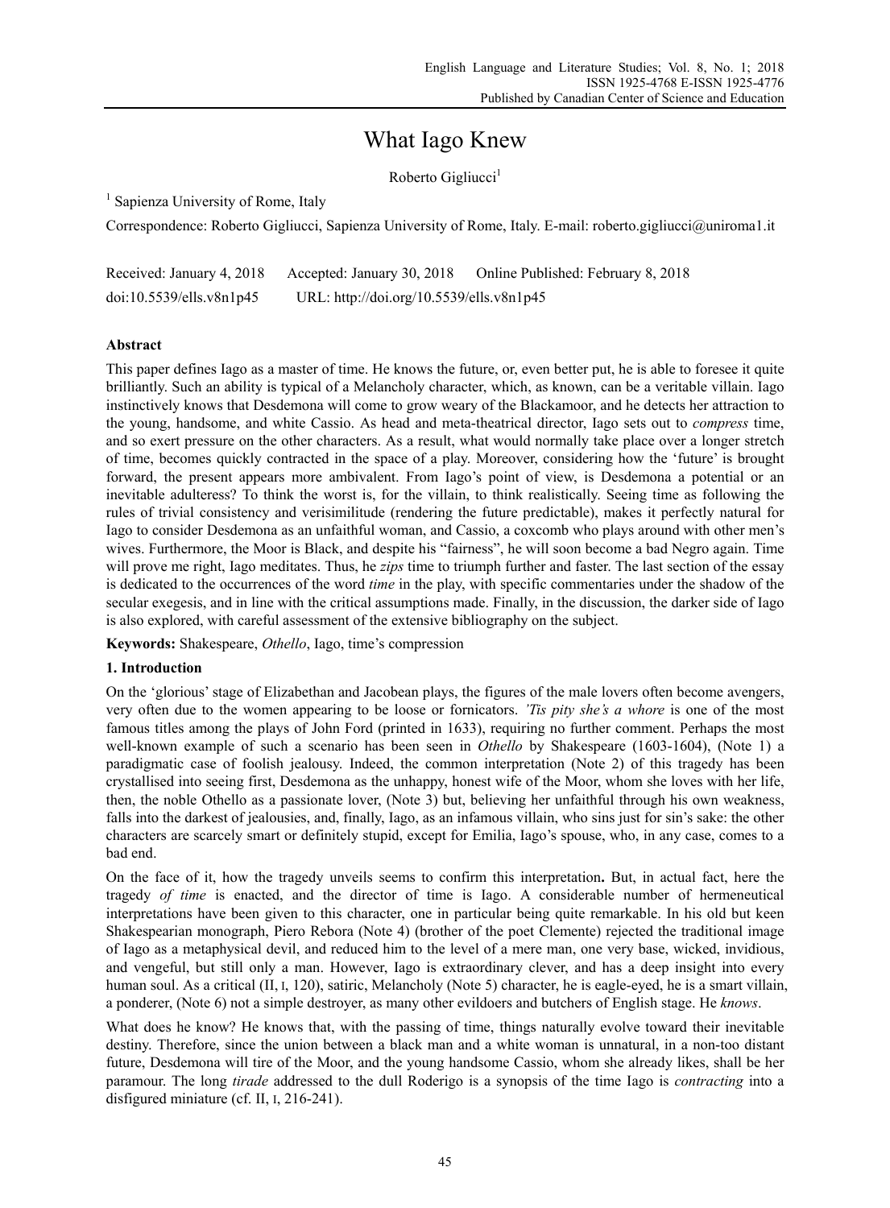# What Iago Knew

Roberto Gigliucci[1]

[1] Sapienza University of Rome, Italy

Correspondence: Roberto Gigliucci, Sapienza University of Rome, Italy. E-mail: roberto.gigliucci@uniroma1.it

Received: January 4, 2018 Accepted: January 30, 2018 Online Published: February 8, 2018

doi:10.5539/ells.v8n1p45 URL: http://doi.org/10.5539/ells.v8n1p45

## Abstract

This paper defines Iago as a master of time. He knows the future, or, even better put, he is able to foresee it quite brilliantly. Such an ability is typical of a Melancholy character, which, as known, can be a veritable villain. Iago instinctively knows that Desdemona will come to grow weary of the Blackamoor, and he detects her attraction to the young, handsome, and white Cassio. As head and meta-theatrical director, Iago sets out to *compress* time, and so exert pressure on the other characters. As a result, what would normally take place over a longer stretch of time, becomes quickly contracted in the space of a play. Moreover, considering how the 'future' is brought forward, the present appears more ambivalent. From Iago's point of view, is Desdemona a potential or an inevitable adulteress? To think the worst is, for the villain, to think realistically. Seeing time as following the rules of trivial consistency and verisimilitude (rendering the future predictable), makes it perfectly natural for Iago to consider Desdemona as an unfaithful woman, and Cassio, a coxcomb who plays around with other men's wives. Furthermore, the Moor is Black, and despite his "fairness", he will soon become a bad Negro again. Time will prove me right, Iago meditates. Thus, he *zips* time to triumph further and faster. The last section of the essay is dedicated to the occurrences of the word *time* in the play, with specific commentaries under the shadow of the secular exegesis, and in line with the critical assumptions made. Finally, in the discussion, the darker side of Iago is also explored, with careful assessment of the extensive bibliography on the subject.

**Keywords:** Shakespeare, *Othello*, Iago, time's compression

## 1. Introduction

On the 'glorious' stage of Elizabethan and Jacobean plays, the figures of the male lovers often become avengers, very often due to the women appearing to be loose or fornicators. *'Tis pity she's a whore* is one of the most famous titles among the plays of John Ford (printed in 1633), requiring no further comment. Perhaps the most well-known example of such a scenario has been seen in *Othello* by Shakespeare (1603-1604), (Note 1) a paradigmatic case of foolish jealousy. Indeed, the common interpretation (Note 2) of this tragedy has been crystallised into seeing first, Desdemona as the unhappy, honest wife of the Moor, whom she loves with her life, then, the noble Othello as a passionate lover, (Note 3) but, believing her unfaithful through his own weakness, falls into the darkest of jealousies, and, finally, Iago, as an infamous villain, who sins just for sin's sake: the other characters are scarcely smart or definitely stupid, except for Emilia, Iago's spouse, who, in any case, comes to a bad end.

On the face of it, how the tragedy unveils seems to confirm this interpretation**.** But, in actual fact, here the tragedy *of time* is enacted, and the director of time is Iago. A considerable number of hermeneutical interpretations have been given to this character, one in particular being quite remarkable. In his old but keen Shakespearian monograph, Piero Rebora (Note 4) (brother of the poet Clemente) rejected the traditional image of Iago as a metaphysical devil, and reduced him to the level of a mere man, one very base, wicked, invidious, and vengeful, but still only a man. However, Iago is extraordinary clever, and has a deep insight into every human soul. As a critical (II, I, 120), satiric, Melancholy (Note 5) character, he is eagle-eyed, he is a smart villain, a ponderer, (Note 6) not a simple destroyer, as many other evildoers and butchers of English stage. He *knows*.

What does he know? He knows that, with the passing of time, things naturally evolve toward their inevitable destiny. Therefore, since the union between a black man and a white woman is unnatural, in a non-too distant future, Desdemona will tire of the Moor, and the young handsome Cassio, whom she already likes, shall be her paramour. The long *tirade* addressed to the dull Roderigo is a synopsis of the time Iago is *contracting* into a disfigured miniature (cf. II, I, 216-241).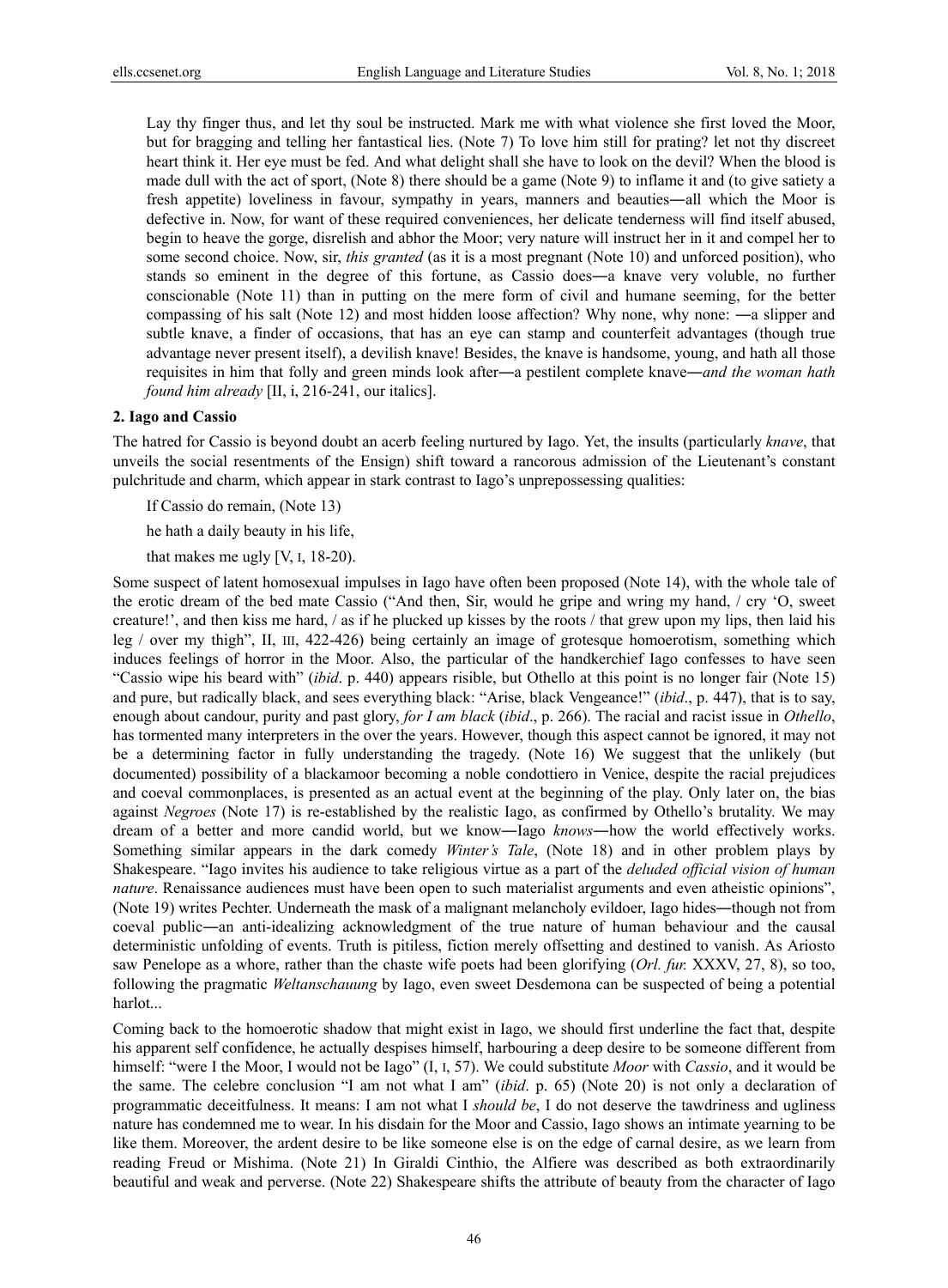Lay thy finger thus, and let thy soul be instructed. Mark me with what violence she first loved the Moor, but for bragging and telling her fantastical lies. (Note 7) To love him still for prating? let not thy discreet heart think it. Her eye must be fed. And what delight shall she have to look on the devil? When the blood is made dull with the act of sport, (Note 8) there should be a game (Note 9) to inflame it and (to give satiety a fresh appetite) loveliness in favour, sympathy in years, manners and beauties―all which the Moor is defective in. Now, for want of these required conveniences, her delicate tenderness will find itself abused, begin to heave the gorge, disrelish and abhor the Moor; very nature will instruct her in it and compel her to some second choice. Now, sir, *this granted* (as it is a most pregnant (Note 10) and unforced position), who stands so eminent in the degree of this fortune, as Cassio does―a knave very voluble, no further conscionable (Note 11) than in putting on the mere form of civil and humane seeming, for the better compassing of his salt (Note 12) and most hidden loose affection? Why none, why none: ―a slipper and subtle knave, a finder of occasions, that has an eye can stamp and counterfeit advantages (though true advantage never present itself), a devilish knave! Besides, the knave is handsome, young, and hath all those requisites in him that folly and green minds look after―a pestilent complete knave―*and the woman hath found him already* [II, i, 216-241, our italics].

## 2. Iago and Cassio

The hatred for Cassio is beyond doubt an acerb feeling nurtured by Iago. Yet, the insults (particularly *knave*, that unveils the social resentments of the Ensign) shift toward a rancorous admission of the Lieutenant's constant pulchritude and charm, which appear in stark contrast to Iago's unprepossessing qualities:

If Cassio do remain, (Note 13)

he hath a daily beauty in his life,

that makes me ugly [V, I, 18-20).

Some suspect of latent homosexual impulses in Iago have often been proposed (Note 14), with the whole tale of the erotic dream of the bed mate Cassio ("And then, Sir, would he gripe and wring my hand, / cry 'O, sweet creature!', and then kiss me hard, / as if he plucked up kisses by the roots / that grew upon my lips, then laid his leg / over my thigh", II, III, 422-426) being certainly an image of grotesque homoerotism, something which induces feelings of horror in the Moor. Also, the particular of the handkerchief Iago confesses to have seen "Cassio wipe his beard with" (*ibid*. p. 440) appears risible, but Othello at this point is no longer fair (Note 15) and pure, but radically black, and sees everything black: "Arise, black Vengeance!" (*ibid*., p. 447), that is to say, enough about candour, purity and past glory, *for I am black* (*ibid*., p. 266). The racial and racist issue in *Othello*, has tormented many interpreters in the over the years. However, though this aspect cannot be ignored, it may not be a determining factor in fully understanding the tragedy. (Note 16) We suggest that the unlikely (but documented) possibility of a blackamoor becoming a noble condottiero in Venice, despite the racial prejudices and coeval commonplaces, is presented as an actual event at the beginning of the play. Only later on, the bias against *Negroes* (Note 17) is re-established by the realistic Iago, as confirmed by Othello's brutality. We may dream of a better and more candid world, but we know―Iago *knows*―how the world effectively works. Something similar appears in the dark comedy *Winter's Tale*, (Note 18) and in other problem plays by Shakespeare. "Iago invites his audience to take religious virtue as a part of the *deluded official vision of human nature*. Renaissance audiences must have been open to such materialist arguments and even atheistic opinions", (Note 19) writes Pechter. Underneath the mask of a malignant melancholy evildoer, Iago hides―though not from coeval public―an anti-idealizing acknowledgment of the true nature of human behaviour and the causal deterministic unfolding of events. Truth is pitiless, fiction merely offsetting and destined to vanish. As Ariosto saw Penelope as a whore, rather than the chaste wife poets had been glorifying (*Orl. fur.* XXXV, 27, 8), so too, following the pragmatic *Weltanschauung* by Iago, even sweet Desdemona can be suspected of being a potential harlot...

Coming back to the homoerotic shadow that might exist in Iago, we should first underline the fact that, despite his apparent self confidence, he actually despises himself, harbouring a deep desire to be someone different from himself: "were I the Moor, I would not be Iago" (I, I, 57). We could substitute *Moor* with *Cassio*, and it would be the same. The celebre conclusion "I am not what I am" (*ibid*. p. 65) (Note 20) is not only a declaration of programmatic deceitfulness. It means: I am not what I *should be*, I do not deserve the tawdriness and ugliness nature has condemned me to wear. In his disdain for the Moor and Cassio, Iago shows an intimate yearning to be like them. Moreover, the ardent desire to be like someone else is on the edge of carnal desire, as we learn from reading Freud or Mishima. (Note 21) In Giraldi Cinthio, the Alfiere was described as both extraordinarily beautiful and weak and perverse. (Note 22) Shakespeare shifts the attribute of beauty from the character of Iago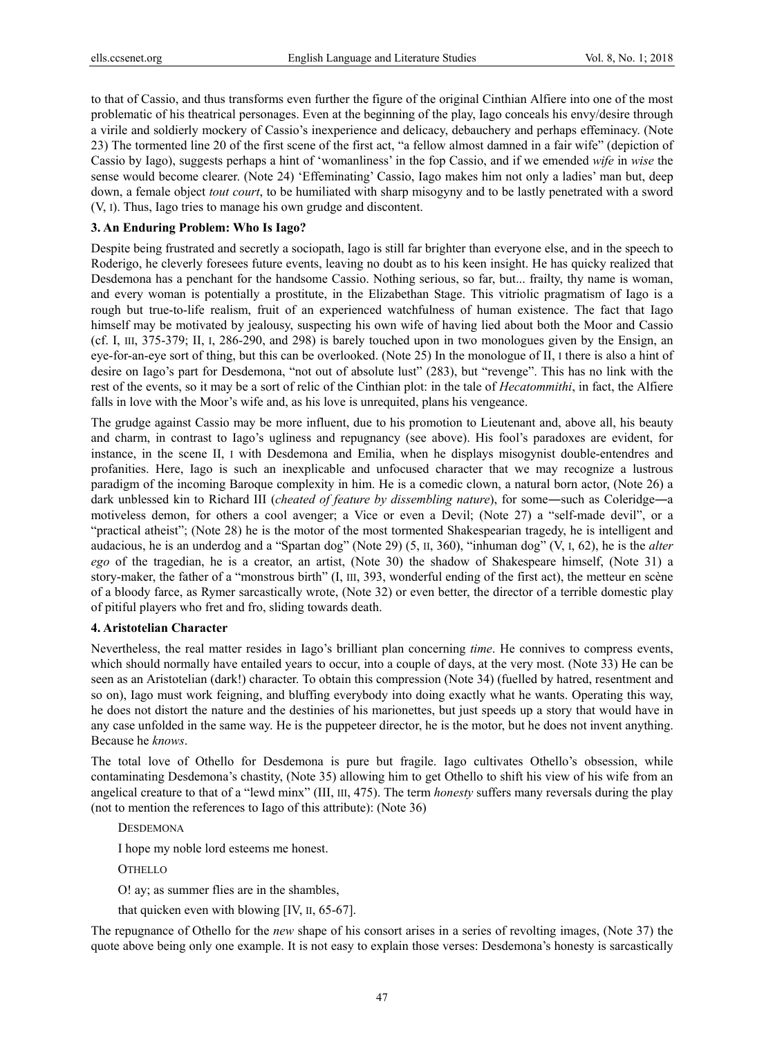to that of Cassio, and thus transforms even further the figure of the original Cinthian Alfiere into one of the most problematic of his theatrical personages. Even at the beginning of the play, Iago conceals his envy/desire through a virile and soldierly mockery of Cassio's inexperience and delicacy, debauchery and perhaps effeminacy. (Note 23) The tormented line 20 of the first scene of the first act, "a fellow almost damned in a fair wife" (depiction of Cassio by Iago), suggests perhaps a hint of 'womanliness' in the fop Cassio, and if we emended *wife* in *wise* the sense would become clearer. (Note 24) 'Effeminating' Cassio, Iago makes him not only a ladies' man but, deep down, a female object *tout court*, to be humiliated with sharp misogyny and to be lastly penetrated with a sword (V, I). Thus, Iago tries to manage his own grudge and discontent.

### 3. An Enduring Problem: Who Is Iago?

Despite being frustrated and secretly a sociopath, Iago is still far brighter than everyone else, and in the speech to Roderigo, he cleverly foresees future events, leaving no doubt as to his keen insight. He has quicky realized that Desdemona has a penchant for the handsome Cassio. Nothing serious, so far, but... frailty, thy name is woman, and every woman is potentially a prostitute, in the Elizabethan Stage. This vitriolic pragmatism of Iago is a rough but true-to-life realism, fruit of an experienced watchfulness of human existence. The fact that Iago himself may be motivated by jealousy, suspecting his own wife of having lied about both the Moor and Cassio (cf. I, III, 375-379; II, I, 286-290, and 298) is barely touched upon in two monologues given by the Ensign, an eye-for-an-eye sort of thing, but this can be overlooked. (Note 25) In the monologue of II, I there is also a hint of desire on Iago's part for Desdemona, "not out of absolute lust" (283), but "revenge". This has no link with the rest of the events, so it may be a sort of relic of the Cinthian plot: in the tale of *Hecatommithi*, in fact, the Alfiere falls in love with the Moor's wife and, as his love is unrequited, plans his vengeance.

The grudge against Cassio may be more influent, due to his promotion to Lieutenant and, above all, his beauty and charm, in contrast to Iago's ugliness and repugnancy (see above). His fool's paradoxes are evident, for instance, in the scene II, I with Desdemona and Emilia, when he displays misogynist double-entendres and profanities. Here, Iago is such an inexplicable and unfocused character that we may recognize a lustrous paradigm of the incoming Baroque complexity in him. He is a comedic clown, a natural born actor, (Note 26) a dark unblessed kin to Richard III (*cheated of feature by dissembling nature*), for some―such as Coleridge―a motiveless demon, for others a cool avenger; a Vice or even a Devil; (Note 27) a "self-made devil", or a "practical atheist"; (Note 28) he is the motor of the most tormented Shakespearian tragedy, he is intelligent and audacious, he is an underdog and a "Spartan dog" (Note 29) (5, II, 360), "inhuman dog" (V, I, 62), he is the *alter ego* of the tragedian, he is a creator, an artist, (Note 30) the shadow of Shakespeare himself, (Note 31) a story-maker, the father of a "monstrous birth" (I, III, 393, wonderful ending of the first act), the metteur en scène of a bloody farce, as Rymer sarcastically wrote, (Note 32) or even better, the director of a terrible domestic play of pitiful players who fret and fro, sliding towards death.

### 4. Aristotelian Character

Nevertheless, the real matter resides in Iago's brilliant plan concerning *time*. He connives to compress events, which should normally have entailed years to occur, into a couple of days, at the very most. (Note 33) He can be seen as an Aristotelian (dark!) character. To obtain this compression (Note 34) (fuelled by hatred, resentment and so on), Iago must work feigning, and bluffing everybody into doing exactly what he wants. Operating this way, he does not distort the nature and the destinies of his marionettes, but just speeds up a story that would have in any case unfolded in the same way. He is the puppeteer director, he is the motor, but he does not invent anything. Because he *knows*.

The total love of Othello for Desdemona is pure but fragile. Iago cultivates Othello's obsession, while contaminating Desdemona's chastity, (Note 35) allowing him to get Othello to shift his view of his wife from an angelical creature to that of a "lewd minx" (III, III, 475). The term *honesty* suffers many reversals during the play (not to mention the references to Iago of this attribute): (Note 36)

> DESDEMONA
>
> I hope my noble lord esteems me honest.
>
> OTHELLO
>
> O! ay; as summer flies are in the shambles,
>
> that quicken even with blowing [IV, II, 65-67].

The repugnance of Othello for the *new* shape of his consort arises in a series of revolting images, (Note 37) the quote above being only one example. It is not easy to explain those verses: Desdemona's honesty is sarcastically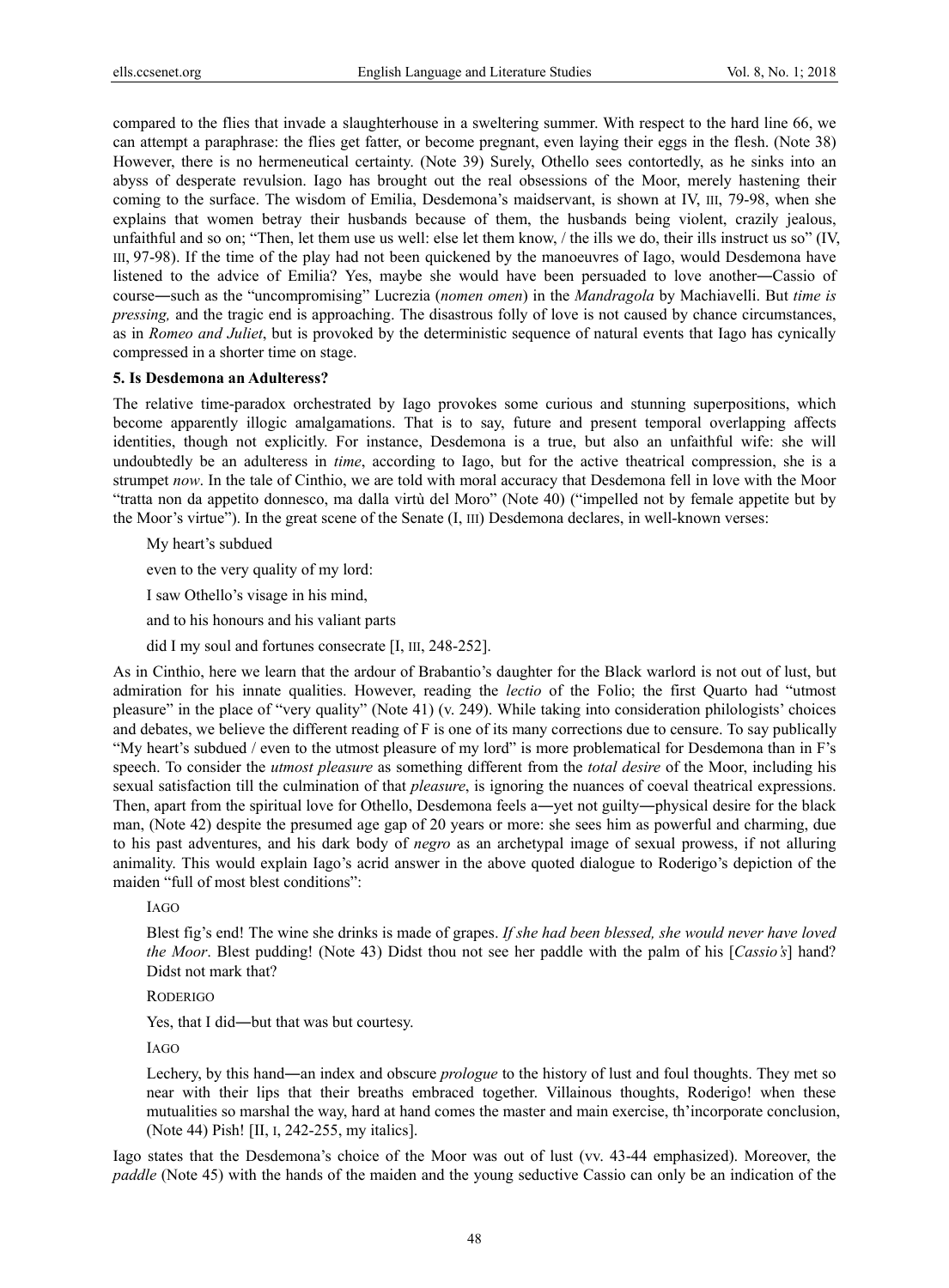compared to the flies that invade a slaughterhouse in a sweltering summer. With respect to the hard line 66, we can attempt a paraphrase: the flies get fatter, or become pregnant, even laying their eggs in the flesh. (Note 38) However, there is no hermeneutical certainty. (Note 39) Surely, Othello sees contortedly, as he sinks into an abyss of desperate revulsion. Iago has brought out the real obsessions of the Moor, merely hastening their coming to the surface. The wisdom of Emilia, Desdemona's maidservant, is shown at IV, III, 79-98, when she explains that women betray their husbands because of them, the husbands being violent, crazily jealous, unfaithful and so on; "Then, let them use us well: else let them know, / the ills we do, their ills instruct us so" (IV, III, 97-98). If the time of the play had not been quickened by the manoeuvres of Iago, would Desdemona have listened to the advice of Emilia? Yes, maybe she would have been persuaded to love another―Cassio of course―such as the "uncompromising" Lucrezia (*nomen omen*) in the *Mandragola* by Machiavelli. But *time is pressing,* and the tragic end is approaching. The disastrous folly of love is not caused by chance circumstances, as in *Romeo and Juliet*, but is provoked by the deterministic sequence of natural events that Iago has cynically compressed in a shorter time on stage.

## 5. Is Desdemona an Adulteress?

The relative time-paradox orchestrated by Iago provokes some curious and stunning superpositions, which become apparently illogic amalgamations. That is to say, future and present temporal overlapping affects identities, though not explicitly. For instance, Desdemona is a true, but also an unfaithful wife: she will undoubtedly be an adulteress in *time*, according to Iago, but for the active theatrical compression, she is a strumpet *now*. In the tale of Cinthio, we are told with moral accuracy that Desdemona fell in love with the Moor "tratta non da appetito donnesco, ma dalla virtù del Moro" (Note 40) ("impelled not by female appetite but by the Moor's virtue"). In the great scene of the Senate (I, III) Desdemona declares, in well-known verses:

> My heart's subdued
>
> even to the very quality of my lord:
>
> I saw Othello's visage in his mind,
>
> and to his honours and his valiant parts
>
> did I my soul and fortunes consecrate [I, III, 248-252].

As in Cinthio, here we learn that the ardour of Brabantio's daughter for the Black warlord is not out of lust, but admiration for his innate qualities. However, reading the *lectio* of the Folio; the first Quarto had "utmost pleasure" in the place of "very quality" (Note 41) (v. 249). While taking into consideration philologists' choices and debates, we believe the different reading of F is one of its many corrections due to censure. To say publically "My heart's subdued / even to the utmost pleasure of my lord" is more problematical for Desdemona than in F's speech. To consider the *utmost pleasure* as something different from the *total desire* of the Moor, including his sexual satisfaction till the culmination of that *pleasure*, is ignoring the nuances of coeval theatrical expressions. Then, apart from the spiritual love for Othello, Desdemona feels a―yet not guilty―physical desire for the black man, (Note 42) despite the presumed age gap of 20 years or more: she sees him as powerful and charming, due to his past adventures, and his dark body of *negro* as an archetypal image of sexual prowess, if not alluring animality. This would explain Iago's acrid answer in the above quoted dialogue to Roderigo's depiction of the maiden "full of most blest conditions":

> IAGO
>
> Blest fig's end! The wine she drinks is made of grapes. *If she had been blessed, she would never have loved the Moor*. Blest pudding! (Note 43) Didst thou not see her paddle with the palm of his [*Cassio's*] hand? Didst not mark that?
>
> RODERIGO
>
> Yes, that I did―but that was but courtesy.
>
> IAGO
>
> Lechery, by this hand―an index and obscure *prologue* to the history of lust and foul thoughts. They met so near with their lips that their breaths embraced together. Villainous thoughts, Roderigo! when these mutualities so marshal the way, hard at hand comes the master and main exercise, th'incorporate conclusion, (Note 44) Pish! [II, I, 242-255, my italics].

Iago states that the Desdemona's choice of the Moor was out of lust (vv. 43-44 emphasized). Moreover, the *paddle* (Note 45) with the hands of the maiden and the young seductive Cassio can only be an indication of the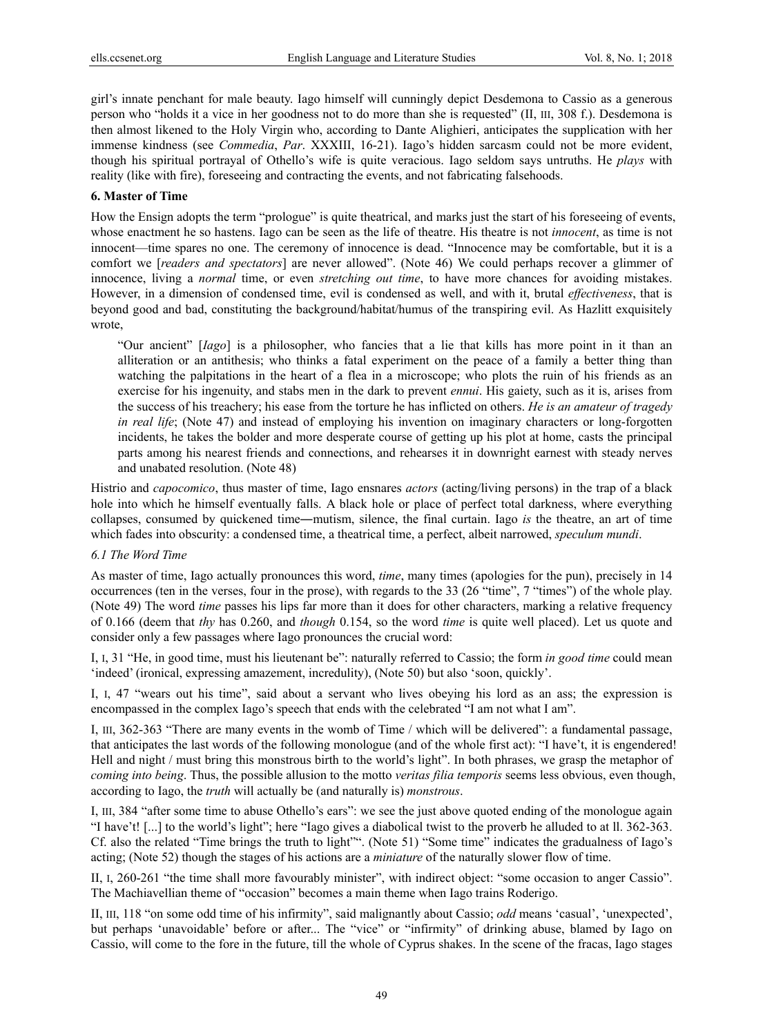girl's innate penchant for male beauty. Iago himself will cunningly depict Desdemona to Cassio as a generous person who "holds it a vice in her goodness not to do more than she is requested" (II, III, 308 f.). Desdemona is then almost likened to the Holy Virgin who, according to Dante Alighieri, anticipates the supplication with her immense kindness (see *Commedia*, *Par*. XXXIII, 16-21). Iago's hidden sarcasm could not be more evident, though his spiritual portrayal of Othello's wife is quite veracious. Iago seldom says untruths. He *plays* with reality (like with fire), foreseeing and contracting the events, and not fabricating falsehoods.

## 6. Master of Time

How the Ensign adopts the term "prologue" is quite theatrical, and marks just the start of his foreseeing of events, whose enactment he so hastens. Iago can be seen as the life of theatre. His theatre is not *innocent*, as time is not innocent—time spares no one. The ceremony of innocence is dead. "Innocence may be comfortable, but it is a comfort we [*readers and spectators*] are never allowed". (Note 46) We could perhaps recover a glimmer of innocence, living a *normal* time, or even *stretching out time*, to have more chances for avoiding mistakes. However, in a dimension of condensed time, evil is condensed as well, and with it, brutal *effectiveness*, that is beyond good and bad, constituting the background/habitat/humus of the transpiring evil. As Hazlitt exquisitely wrote,

> "Our ancient" [*Iago*] is a philosopher, who fancies that a lie that kills has more point in it than an alliteration or an antithesis; who thinks a fatal experiment on the peace of a family a better thing than watching the palpitations in the heart of a flea in a microscope; who plots the ruin of his friends as an exercise for his ingenuity, and stabs men in the dark to prevent *ennui*. His gaiety, such as it is, arises from the success of his treachery; his ease from the torture he has inflicted on others. *He is an amateur of tragedy in real life*; (Note 47) and instead of employing his invention on imaginary characters or long-forgotten incidents, he takes the bolder and more desperate course of getting up his plot at home, casts the principal parts among his nearest friends and connections, and rehearses it in downright earnest with steady nerves and unabated resolution. (Note 48)

Histrio and *capocomico*, thus master of time, Iago ensnares *actors* (acting/living persons) in the trap of a black hole into which he himself eventually falls. A black hole or place of perfect total darkness, where everything collapses, consumed by quickened time―mutism, silence, the final curtain. Iago *is* the theatre, an art of time which fades into obscurity: a condensed time, a theatrical time, a perfect, albeit narrowed, *speculum mundi*.

### *6.1 The Word Time*

As master of time, Iago actually pronounces this word, *time*, many times (apologies for the pun), precisely in 14 occurrences (ten in the verses, four in the prose), with regards to the 33 (26 "time", 7 "times") of the whole play. (Note 49) The word *time* passes his lips far more than it does for other characters, marking a relative frequency of 0.166 (deem that *thy* has 0.260, and *though* 0.154, so the word *time* is quite well placed). Let us quote and consider only a few passages where Iago pronounces the crucial word:

I, I, 31 "He, in good time, must his lieutenant be": naturally referred to Cassio; the form *in good time* could mean 'indeed' (ironical, expressing amazement, incredulity), (Note 50) but also 'soon, quickly'.

I, I, 47 "wears out his time", said about a servant who lives obeying his lord as an ass; the expression is encompassed in the complex Iago's speech that ends with the celebrated "I am not what I am".

I, III, 362-363 "There are many events in the womb of Time / which will be delivered": a fundamental passage, that anticipates the last words of the following monologue (and of the whole first act): "I have't, it is engendered! Hell and night / must bring this monstrous birth to the world's light". In both phrases, we grasp the metaphor of *coming into being*. Thus, the possible allusion to the motto *veritas filia temporis* seems less obvious, even though, according to Iago, the *truth* will actually be (and naturally is) *monstrous*.

I, III, 384 "after some time to abuse Othello's ears": we see the just above quoted ending of the monologue again "I have't! [...] to the world's light"; here "Iago gives a diabolical twist to the proverb he alluded to at ll. 362-363. Cf. also the related "Time brings the truth to light"". (Note 51) "Some time" indicates the gradualness of Iago's acting; (Note 52) though the stages of his actions are a *miniature* of the naturally slower flow of time.

II, I, 260-261 "the time shall more favourably minister", with indirect object: "some occasion to anger Cassio". The Machiavellian theme of "occasion" becomes a main theme when Iago trains Roderigo.

II, III, 118 "on some odd time of his infirmity", said malignantly about Cassio; *odd* means 'casual', 'unexpected', but perhaps 'unavoidable' before or after... The "vice" or "infirmity" of drinking abuse, blamed by Iago on Cassio, will come to the fore in the future, till the whole of Cyprus shakes. In the scene of the fracas, Iago stages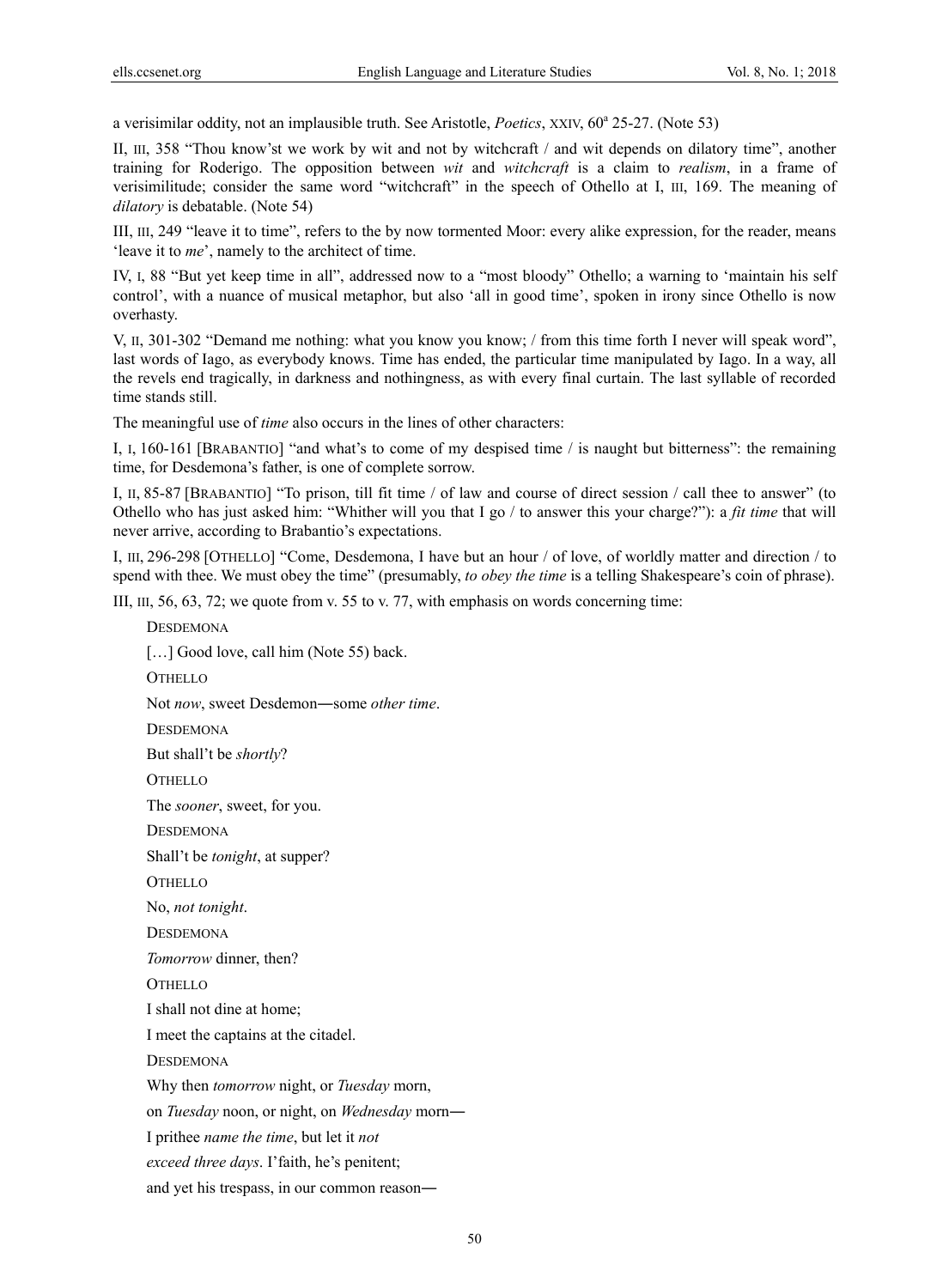a verisimilar oddity, not an implausible truth. See Aristotle, *Poetics*, XXIV, 60$^a$ 25-27. (Note 53)

II, III, 358 "Thou know'st we work by wit and not by witchcraft / and wit depends on dilatory time", another training for Roderigo. The opposition between *wit* and *witchcraft* is a claim to *realism*, in a frame of verisimilitude; consider the same word "witchcraft" in the speech of Othello at I, III, 169. The meaning of *dilatory* is debatable. (Note 54)

III, III, 249 "leave it to time", refers to the by now tormented Moor: every alike expression, for the reader, means 'leave it to *me*', namely to the architect of time.

IV, I, 88 "But yet keep time in all", addressed now to a "most bloody" Othello; a warning to 'maintain his self control', with a nuance of musical metaphor, but also 'all in good time', spoken in irony since Othello is now overhasty.

V, II, 301-302 "Demand me nothing: what you know you know; / from this time forth I never will speak word", last words of Iago, as everybody knows. Time has ended, the particular time manipulated by Iago. In a way, all the revels end tragically, in darkness and nothingness, as with every final curtain. The last syllable of recorded time stands still.

The meaningful use of *time* also occurs in the lines of other characters:

I, I, 160-161 [BRABANTIO] "and what's to come of my despised time / is naught but bitterness": the remaining time, for Desdemona's father, is one of complete sorrow.

I, II, 85-87 [BRABANTIO] "To prison, till fit time / of law and course of direct session / call thee to answer" (to Othello who has just asked him: "Whither will you that I go / to answer this your charge?"): a *fit time* that will never arrive, according to Brabantio's expectations.

I, III, 296-298 [OTHELLO] "Come, Desdemona, I have but an hour / of love, of worldly matter and direction / to spend with thee. We must obey the time" (presumably, *to obey the time* is a telling Shakespeare's coin of phrase).

III, III, 56, 63, 72; we quote from v. 55 to v. 77, with emphasis on words concerning time:

DESDEMONA

[…] Good love, call him (Note 55) back.

OTHELLO

Not *now*, sweet Desdemon—some *other time*.

DESDEMONA

But shall't be *shortly*?

OTHELLO

The *sooner*, sweet, for you.

DESDEMONA

Shall't be *tonight*, at supper?

OTHELLO

No, *not tonight*.

DESDEMONA

*Tomorrow* dinner, then?

OTHELLO

I shall not dine at home;

I meet the captains at the citadel.

DESDEMONA

Why then *tomorrow* night, or *Tuesday* morn,

on *Tuesday* noon, or night, on *Wednesday* morn—

I prithee *name the time*, but let it *not*

*exceed three days*. I'faith, he's penitent;

and yet his trespass, in our common reason—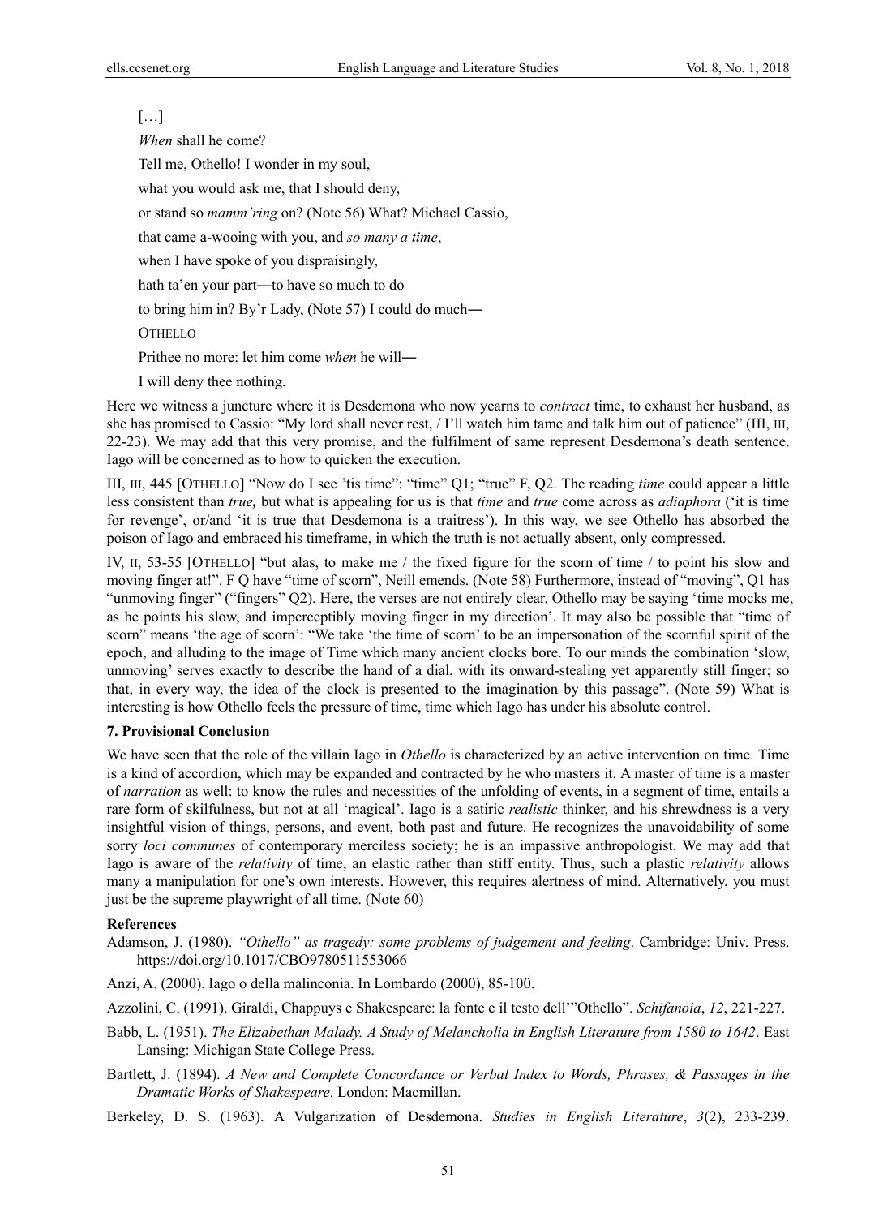[…]

*When* shall he come?

Tell me, Othello! I wonder in my soul,

what you would ask me, that I should deny,

or stand so *mamm'ring* on? (Note 56) What? Michael Cassio,

that came a-wooing with you, and *so many a time*,

when I have spoke of you dispraisingly,

hath ta'en your part―to have so much to do

to bring him in? By'r Lady, (Note 57) I could do much―

OTHELLO

Prithee no more: let him come *when* he will―

I will deny thee nothing.

Here we witness a juncture where it is Desdemona who now yearns to *contract* time, to exhaust her husband, as she has promised to Cassio: "My lord shall never rest, / I'll watch him tame and talk him out of patience" (III, III, 22-23). We may add that this very promise, and the fulfilment of same represent Desdemona's death sentence. Iago will be concerned as to how to quicken the execution.

III, III, 445 [OTHELLO] "Now do I see 'tis time": "time" Q1; "true" F, Q2. The reading *time* could appear a little less consistent than ***true,*** but what is appealing for us is that *time* and *true* come across as *adiaphora* ('it is time for revenge', or/and 'it is true that Desdemona is a traitress'). In this way, we see Othello has absorbed the poison of Iago and embraced his timeframe, in which the truth is not actually absent, only compressed.

IV, II, 53-55 [OTHELLO] "but alas, to make me / the fixed figure for the scorn of time / to point his slow and moving finger at!". F Q have "time of scorn", Neill emends. (Note 58) Furthermore, instead of "moving", Q1 has "unmoving finger" ("fingers" Q2). Here, the verses are not entirely clear. Othello may be saying 'time mocks me, as he points his slow, and imperceptibly moving finger in my direction'. It may also be possible that "time of scorn" means 'the age of scorn': "We take 'the time of scorn' to be an impersonation of the scornful spirit of the epoch, and alluding to the image of Time which many ancient clocks bore. To our minds the combination 'slow, unmoving' serves exactly to describe the hand of a dial, with its onward-stealing yet apparently still finger; so that, in every way, the idea of the clock is presented to the imagination by this passage". (Note 59) What is interesting is how Othello feels the pressure of time, time which Iago has under his absolute control.

### 7. Provisional Conclusion

We have seen that the role of the villain Iago in *Othello* is characterized by an active intervention on time. Time is a kind of accordion, which may be expanded and contracted by he who masters it. A master of time is a master of *narration* as well: to know the rules and necessities of the unfolding of events, in a segment of time, entails a rare form of skilfulness, but not at all 'magical'. Iago is a satiric *realistic* thinker, and his shrewdness is a very insightful vision of things, persons, and event, both past and future. He recognizes the unavoidability of some sorry *loci communes* of contemporary merciless society; he is an impassive anthropologist. We may add that Iago is aware of the *relativity* of time, an elastic rather than stiff entity. Thus, such a plastic *relativity* allows many a manipulation for one's own interests. However, this requires alertness of mind. Alternatively, you must just be the supreme playwright of all time. (Note 60)

### References

Adamson, J. (1980). *"Othello" as tragedy: some problems of judgement and feeling*. Cambridge: Univ. Press. https://doi.org/10.1017/CBO9780511553066

Anzi, A. (2000). Iago o della malinconia. In Lombardo (2000), 85-100.

Azzolini, C. (1991). Giraldi, Chappuys e Shakespeare: la fonte e il testo dell'"Othello". *Schifanoia*, *12*, 221-227.

Babb, L. (1951). *The Elizabethan Malady. A Study of Melancholia in English Literature from 1580 to 1642*. East Lansing: Michigan State College Press.

Bartlett, J. (1894). *A New and Complete Concordance or Verbal Index to Words, Phrases, & Passages in the Dramatic Works of Shakespeare*. London: Macmillan.

Berkeley, D. S. (1963). A Vulgarization of Desdemona. *Studies in English Literature*, *3*(2), 233-239.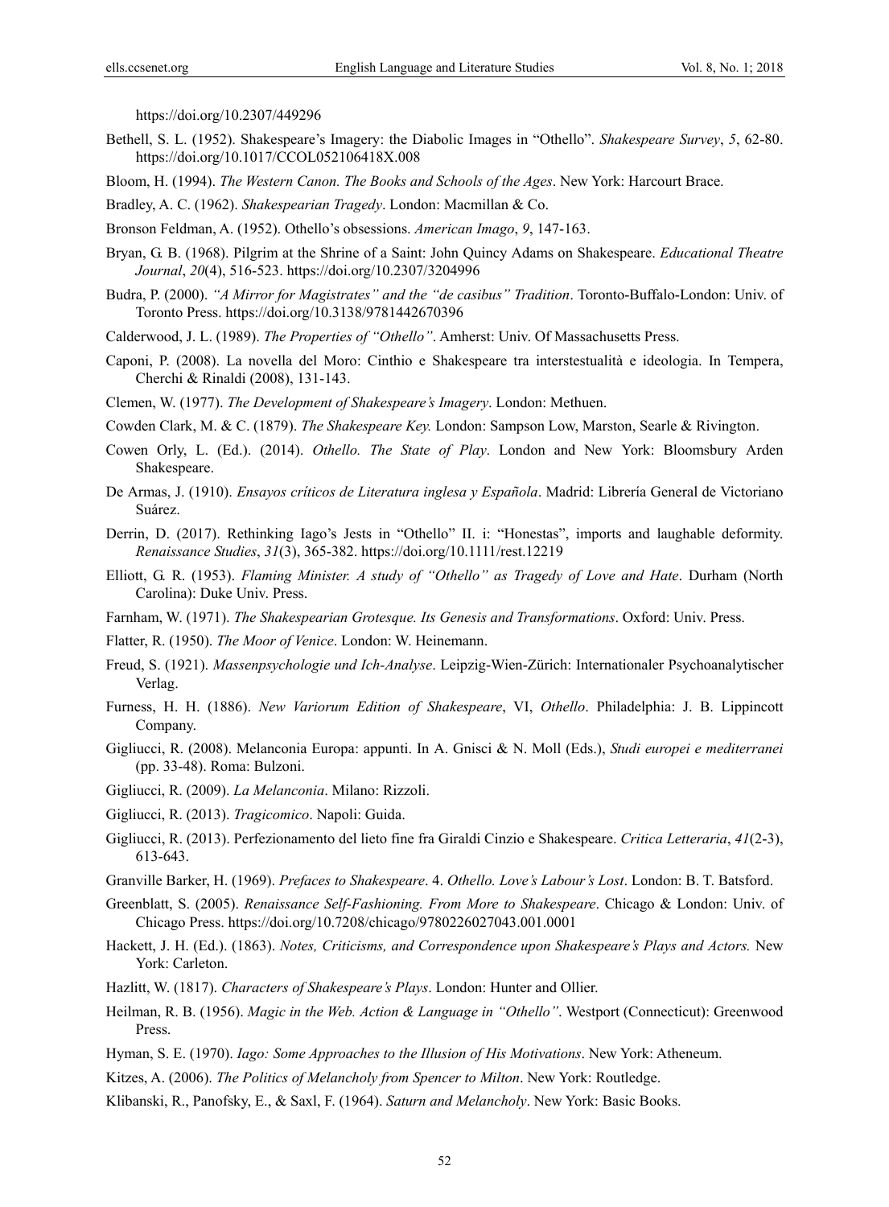https://doi.org/10.2307/449296

Bethell, S. L. (1952). Shakespeare's Imagery: the Diabolic Images in "Othello". *Shakespeare Survey*, *5*, 62-80. https://doi.org/10.1017/CCOL052106418X.008

Bloom, H. (1994). *The Western Canon. The Books and Schools of the Ages*. New York: Harcourt Brace.

Bradley, A. C. (1962). *Shakespearian Tragedy*. London: Macmillan & Co.

Bronson Feldman, A. (1952). Othello's obsessions. *American Imago*, *9*, 147-163.

Bryan, G. B. (1968). Pilgrim at the Shrine of a Saint: John Quincy Adams on Shakespeare. *Educational Theatre Journal*, *20*(4), 516-523. https://doi.org/10.2307/3204996

Budra, P. (2000). *"A Mirror for Magistrates" and the "de casibus" Tradition*. Toronto-Buffalo-London: Univ. of Toronto Press. https://doi.org/10.3138/9781442670396

Calderwood, J. L. (1989). *The Properties of "Othello"*. Amherst: Univ. Of Massachusetts Press.

Caponi, P. (2008). La novella del Moro: Cinthio e Shakespeare tra interstestualità e ideologia. In Tempera, Cherchi & Rinaldi (2008), 131-143.

Clemen, W. (1977). *The Development of Shakespeare's Imagery*. London: Methuen.

Cowden Clark, M. & C. (1879). *The Shakespeare Key.* London: Sampson Low, Marston, Searle & Rivington.

Cowen Orly, L. (Ed.). (2014). *Othello. The State of Play*. London and New York: Bloomsbury Arden Shakespeare.

De Armas, J. (1910). *Ensayos críticos de Literatura inglesa y Española*. Madrid: Librería General de Victoriano Suárez.

Derrin, D. (2017). Rethinking Iago's Jests in "Othello" II. i: "Honestas", imports and laughable deformity. *Renaissance Studies*, *31*(3), 365-382. https://doi.org/10.1111/rest.12219

Elliott, G. R. (1953). *Flaming Minister. A study of "Othello" as Tragedy of Love and Hate*. Durham (North Carolina): Duke Univ. Press.

Farnham, W. (1971). *The Shakespearian Grotesque. Its Genesis and Transformations*. Oxford: Univ. Press.

Flatter, R. (1950). *The Moor of Venice*. London: W. Heinemann.

Freud, S. (1921). *Massenpsychologie und Ich-Analyse*. Leipzig-Wien-Zürich: Internationaler Psychoanalytischer Verlag.

Furness, H. H. (1886). *New Variorum Edition of Shakespeare*, VI, *Othello*. Philadelphia: J. B. Lippincott Company.

Gigliucci, R. (2008). Melanconia Europa: appunti. In A. Gnisci & N. Moll (Eds.), *Studi europei e mediterranei* (pp. 33-48). Roma: Bulzoni.

Gigliucci, R. (2009). *La Melanconia*. Milano: Rizzoli.

Gigliucci, R. (2013). *Tragicomico*. Napoli: Guida.

Gigliucci, R. (2013). Perfezionamento del lieto fine fra Giraldi Cinzio e Shakespeare. *Critica Letteraria*, *41*(2-3), 613-643.

Granville Barker, H. (1969). *Prefaces to Shakespeare*. 4. *Othello. Love's Labour's Lost*. London: B. T. Batsford.

Greenblatt, S. (2005). *Renaissance Self-Fashioning. From More to Shakespeare*. Chicago & London: Univ. of Chicago Press. https://doi.org/10.7208/chicago/9780226027043.001.0001

Hackett, J. H. (Ed.). (1863). *Notes, Criticisms, and Correspondence upon Shakespeare's Plays and Actors.* New York: Carleton.

Hazlitt, W. (1817). *Characters of Shakespeare's Plays*. London: Hunter and Ollier.

Heilman, R. B. (1956). *Magic in the Web. Action & Language in "Othello"*. Westport (Connecticut): Greenwood Press.

Hyman, S. E. (1970). *Iago: Some Approaches to the Illusion of His Motivations*. New York: Atheneum.

Kitzes, A. (2006). *The Politics of Melancholy from Spencer to Milton*. New York: Routledge.

Klibanski, R., Panofsky, E., & Saxl, F. (1964). *Saturn and Melancholy*. New York: Basic Books.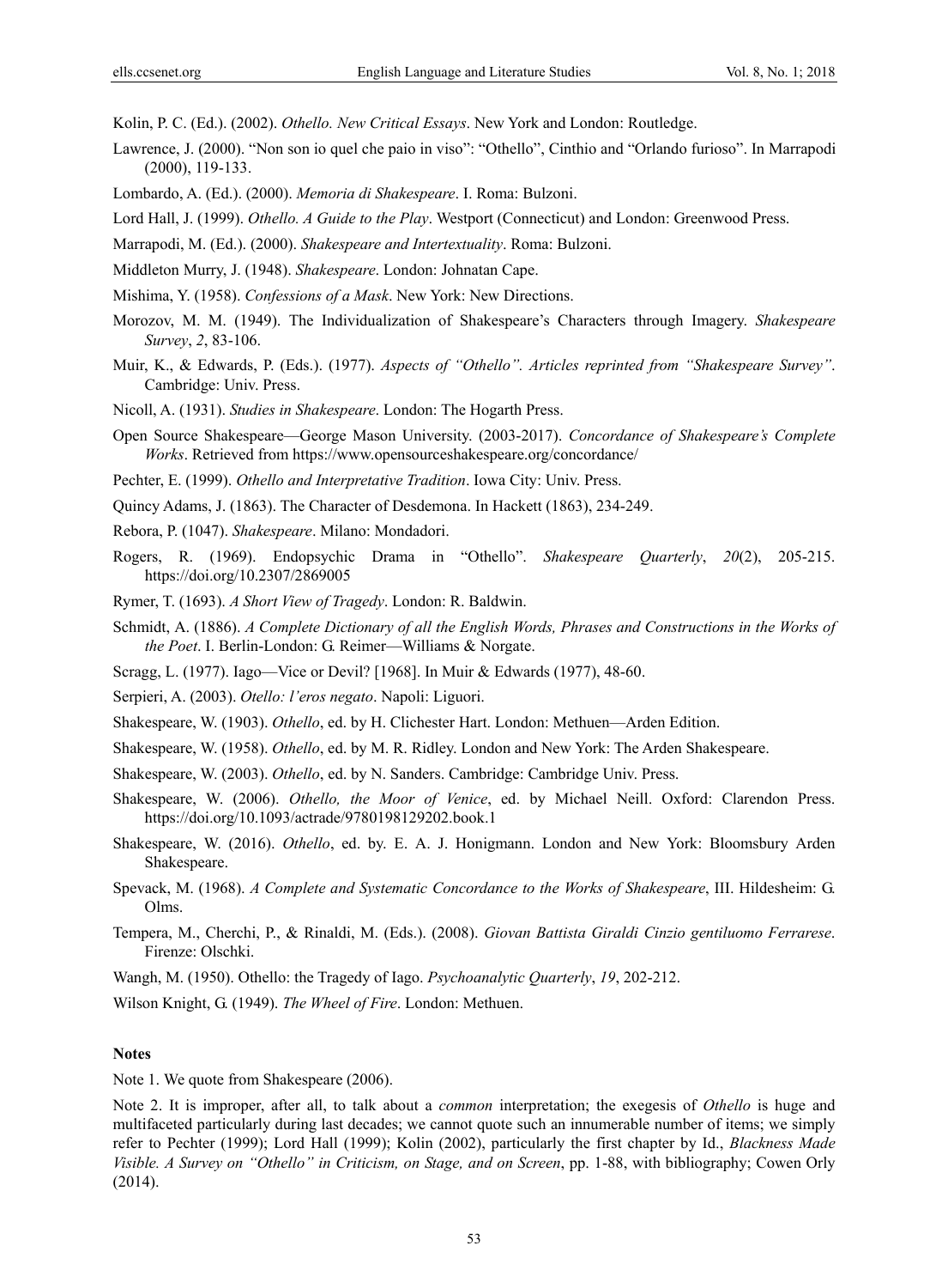Kolin, P. C. (Ed.). (2002). *Othello. New Critical Essays*. New York and London: Routledge.

Lawrence, J. (2000). "Non son io quel che paio in viso": "Othello", Cinthio and "Orlando furioso". In Marrapodi (2000), 119-133.

Lombardo, A. (Ed.). (2000). *Memoria di Shakespeare*. I. Roma: Bulzoni.

Lord Hall, J. (1999). *Othello. A Guide to the Play*. Westport (Connecticut) and London: Greenwood Press.

Marrapodi, M. (Ed.). (2000). *Shakespeare and Intertextuality*. Roma: Bulzoni.

Middleton Murry, J. (1948). *Shakespeare*. London: Johnatan Cape.

Mishima, Y. (1958). *Confessions of a Mask*. New York: New Directions.

Morozov, M. M. (1949). The Individualization of Shakespeare's Characters through Imagery. *Shakespeare Survey*, *2*, 83-106.

Muir, K., & Edwards, P. (Eds.). (1977). *Aspects of "Othello". Articles reprinted from "Shakespeare Survey"*. Cambridge: Univ. Press.

Nicoll, A. (1931). *Studies in Shakespeare*. London: The Hogarth Press.

Open Source Shakespeare—George Mason University. (2003-2017). *Concordance of Shakespeare's Complete Works*. Retrieved from https://www.opensourceshakespeare.org/concordance/

Pechter, E. (1999). *Othello and Interpretative Tradition*. Iowa City: Univ. Press.

Quincy Adams, J. (1863). The Character of Desdemona. In Hackett (1863), 234-249.

Rebora, P. (1047). *Shakespeare*. Milano: Mondadori.

Rogers, R. (1969). Endopsychic Drama in "Othello". *Shakespeare Quarterly*, *20*(2), 205-215. https://doi.org/10.2307/2869005

Rymer, T. (1693). *A Short View of Tragedy*. London: R. Baldwin.

Schmidt, A. (1886). *A Complete Dictionary of all the English Words, Phrases and Constructions in the Works of the Poet*. I. Berlin-London: G. Reimer—Williams & Norgate.

Scragg, L. (1977). Iago—Vice or Devil? [1968]. In Muir & Edwards (1977), 48-60.

Serpieri, A. (2003). *Otello: l'eros negato*. Napoli: Liguori.

Shakespeare, W. (1903). *Othello*, ed. by H. Clichester Hart. London: Methuen—Arden Edition.

Shakespeare, W. (1958). *Othello*, ed. by M. R. Ridley. London and New York: The Arden Shakespeare.

Shakespeare, W. (2003). *Othello*, ed. by N. Sanders. Cambridge: Cambridge Univ. Press.

Shakespeare, W. (2006). *Othello, the Moor of Venice*, ed. by Michael Neill. Oxford: Clarendon Press. https://doi.org/10.1093/actrade/9780198129202.book.1

Shakespeare, W. (2016). *Othello*, ed. by. E. A. J. Honigmann. London and New York: Bloomsbury Arden Shakespeare.

Spevack, M. (1968). *A Complete and Systematic Concordance to the Works of Shakespeare*, III. Hildesheim: G. Olms.

Tempera, M., Cherchi, P., & Rinaldi, M. (Eds.). (2008). *Giovan Battista Giraldi Cinzio gentiluomo Ferrarese*. Firenze: Olschki.

Wangh, M. (1950). Othello: the Tragedy of Iago. *Psychoanalytic Quarterly*, *19*, 202-212.

Wilson Knight, G. (1949). *The Wheel of Fire*. London: Methuen.

**Notes**

Note 1. We quote from Shakespeare (2006).

Note 2. It is improper, after all, to talk about a *common* interpretation; the exegesis of *Othello* is huge and multifaceted particularly during last decades; we cannot quote such an innumerable number of items; we simply refer to Pechter (1999); Lord Hall (1999); Kolin (2002), particularly the first chapter by Id., *Blackness Made Visible. A Survey on "Othello" in Criticism, on Stage, and on Screen*, pp. 1-88, with bibliography; Cowen Orly (2014).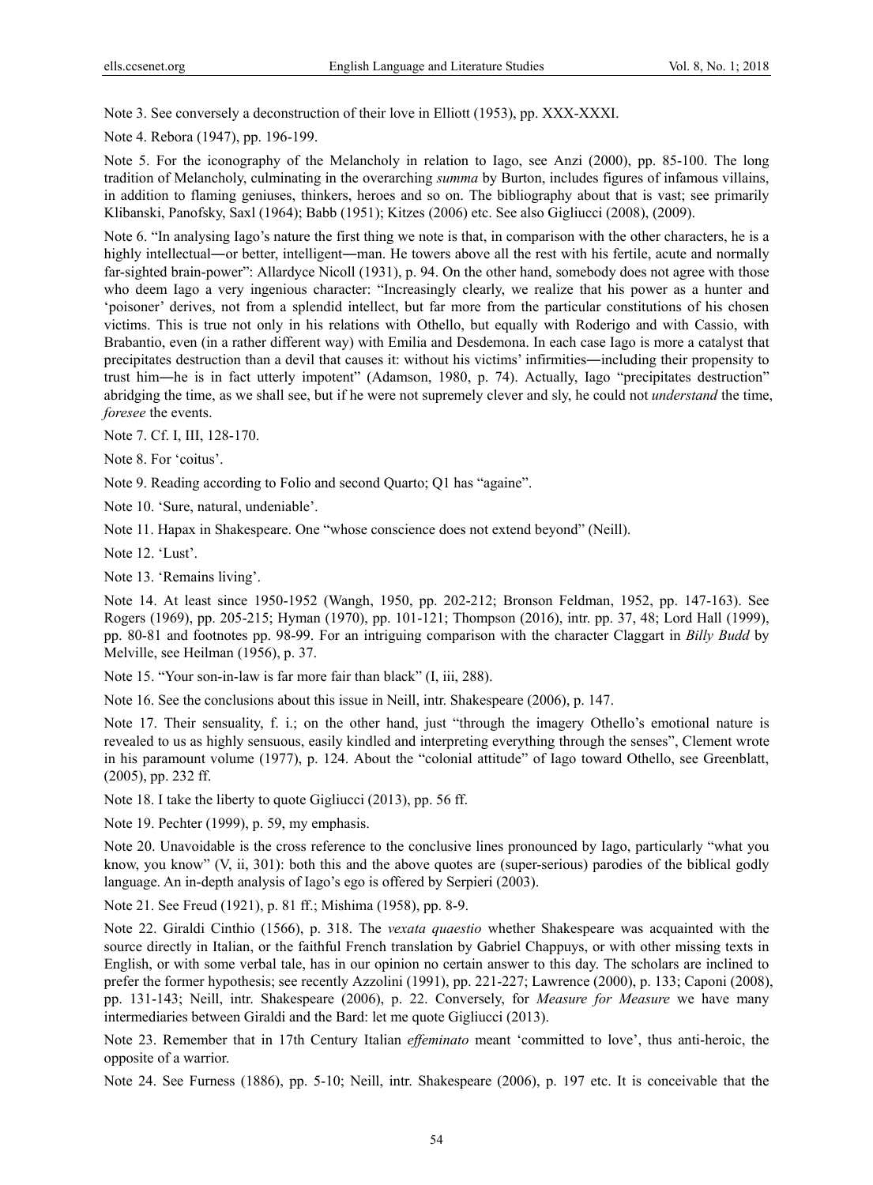Note 3. See conversely a deconstruction of their love in Elliott (1953), pp. XXX-XXXI.

Note 4. Rebora (1947), pp. 196-199.

Note 5. For the iconography of the Melancholy in relation to Iago, see Anzi (2000), pp. 85-100. The long tradition of Melancholy, culminating in the overarching *summa* by Burton, includes figures of infamous villains, in addition to flaming geniuses, thinkers, heroes and so on. The bibliography about that is vast; see primarily Klibanski, Panofsky, Saxl (1964); Babb (1951); Kitzes (2006) etc. See also Gigliucci (2008), (2009).

Note 6. "In analysing Iago's nature the first thing we note is that, in comparison with the other characters, he is a highly intellectual―or better, intelligent―man. He towers above all the rest with his fertile, acute and normally far-sighted brain-power": Allardyce Nicoll (1931), p. 94. On the other hand, somebody does not agree with those who deem Iago a very ingenious character: "Increasingly clearly, we realize that his power as a hunter and 'poisoner' derives, not from a splendid intellect, but far more from the particular constitutions of his chosen victims. This is true not only in his relations with Othello, but equally with Roderigo and with Cassio, with Brabantio, even (in a rather different way) with Emilia and Desdemona. In each case Iago is more a catalyst that precipitates destruction than a devil that causes it: without his victims' infirmities―including their propensity to trust him―he is in fact utterly impotent" (Adamson, 1980, p. 74). Actually, Iago "precipitates destruction" abridging the time, as we shall see, but if he were not supremely clever and sly, he could not *understand* the time, *foresee* the events.

Note 7. Cf. I, III, 128-170.

Note 8. For 'coitus'.

Note 9. Reading according to Folio and second Quarto; Q1 has "againe".

Note 10. 'Sure, natural, undeniable'.

Note 11. Hapax in Shakespeare. One "whose conscience does not extend beyond" (Neill).

Note 12. 'Lust'.

Note 13. 'Remains living'.

Note 14. At least since 1950-1952 (Wangh, 1950, pp. 202-212; Bronson Feldman, 1952, pp. 147-163). See Rogers (1969), pp. 205-215; Hyman (1970), pp. 101-121; Thompson (2016), intr. pp. 37, 48; Lord Hall (1999), pp. 80-81 and footnotes pp. 98-99. For an intriguing comparison with the character Claggart in *Billy Budd* by Melville, see Heilman (1956), p. 37.

Note 15. "Your son-in-law is far more fair than black" (I, iii, 288).

Note 16. See the conclusions about this issue in Neill, intr. Shakespeare (2006), p. 147.

Note 17. Their sensuality, f. i.; on the other hand, just "through the imagery Othello's emotional nature is revealed to us as highly sensuous, easily kindled and interpreting everything through the senses", Clement wrote in his paramount volume (1977), p. 124. About the "colonial attitude" of Iago toward Othello, see Greenblatt, (2005), pp. 232 ff.

Note 18. I take the liberty to quote Gigliucci (2013), pp. 56 ff.

Note 19. Pechter (1999), p. 59, my emphasis.

Note 20. Unavoidable is the cross reference to the conclusive lines pronounced by Iago, particularly "what you know, you know" (V, ii, 301): both this and the above quotes are (super-serious) parodies of the biblical godly language. An in-depth analysis of Iago's ego is offered by Serpieri (2003).

Note 21. See Freud (1921), p. 81 ff.; Mishima (1958), pp. 8-9.

Note 22. Giraldi Cinthio (1566), p. 318. The *vexata quaestio* whether Shakespeare was acquainted with the source directly in Italian, or the faithful French translation by Gabriel Chappuys, or with other missing texts in English, or with some verbal tale, has in our opinion no certain answer to this day. The scholars are inclined to prefer the former hypothesis; see recently Azzolini (1991), pp. 221-227; Lawrence (2000), p. 133; Caponi (2008), pp. 131-143; Neill, intr. Shakespeare (2006), p. 22. Conversely, for *Measure for Measure* we have many intermediaries between Giraldi and the Bard: let me quote Gigliucci (2013).

Note 23. Remember that in 17th Century Italian *effeminato* meant 'committed to love', thus anti-heroic, the opposite of a warrior.

Note 24. See Furness (1886), pp. 5-10; Neill, intr. Shakespeare (2006), p. 197 etc. It is conceivable that the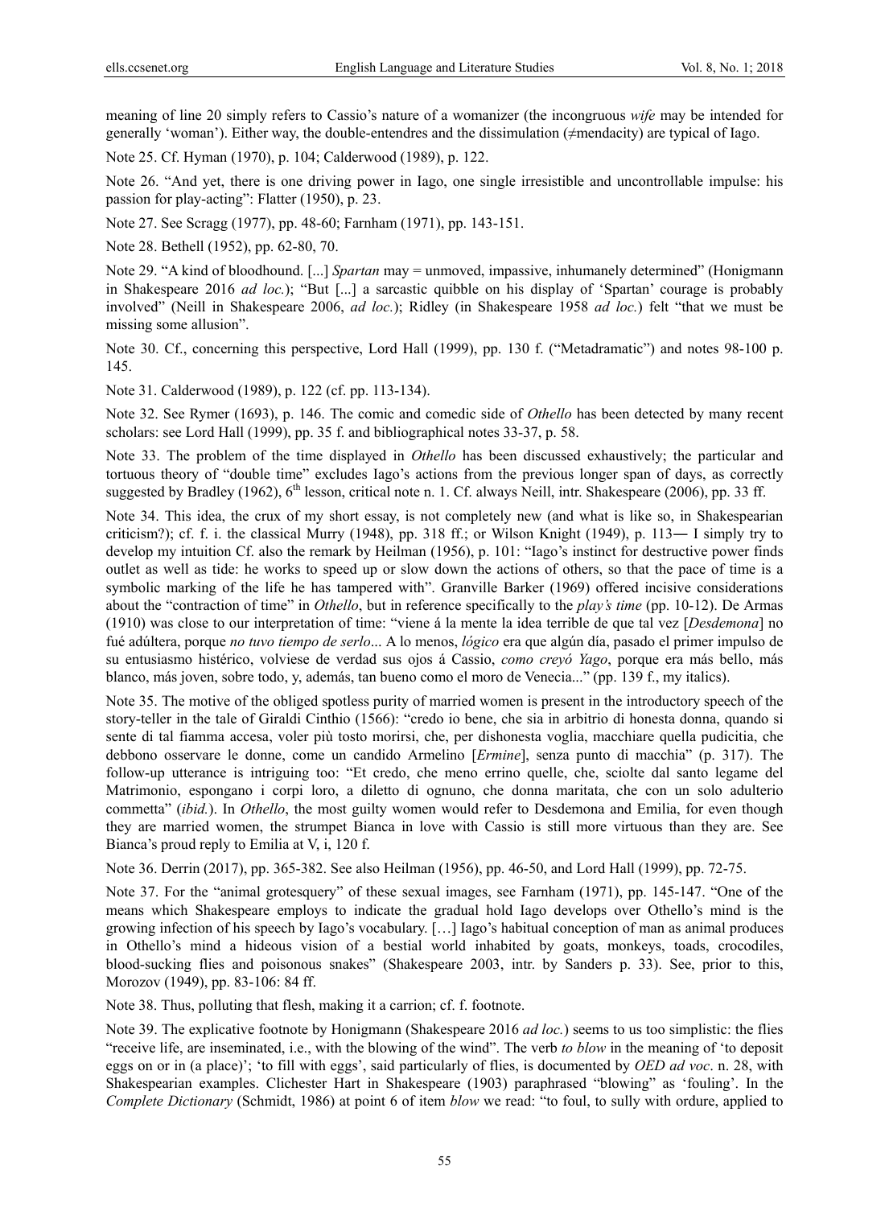meaning of line 20 simply refers to Cassio's nature of a womanizer (the incongruous *wife* may be intended for generally 'woman'). Either way, the double-entendres and the dissimulation (≠mendacity) are typical of Iago.

Note 25. Cf. Hyman (1970), p. 104; Calderwood (1989), p. 122.

Note 26. "And yet, there is one driving power in Iago, one single irresistible and uncontrollable impulse: his passion for play-acting": Flatter (1950), p. 23.

Note 27. See Scragg (1977), pp. 48-60; Farnham (1971), pp. 143-151.

Note 28. Bethell (1952), pp. 62-80, 70.

Note 29. "A kind of bloodhound. [...] *Spartan* may = unmoved, impassive, inhumanely determined" (Honigmann in Shakespeare 2016 *ad loc.*); "But [...] a sarcastic quibble on his display of 'Spartan' courage is probably involved" (Neill in Shakespeare 2006, *ad loc.*); Ridley (in Shakespeare 1958 *ad loc.*) felt "that we must be missing some allusion".

Note 30. Cf., concerning this perspective, Lord Hall (1999), pp. 130 f. ("Metadramatic") and notes 98-100 p. 145.

Note 31. Calderwood (1989), p. 122 (cf. pp. 113-134).

Note 32. See Rymer (1693), p. 146. The comic and comedic side of *Othello* has been detected by many recent scholars: see Lord Hall (1999), pp. 35 f. and bibliographical notes 33-37, p. 58.

Note 33. The problem of the time displayed in *Othello* has been discussed exhaustively; the particular and tortuous theory of "double time" excludes Iago's actions from the previous longer span of days, as correctly suggested by Bradley (1962), 6th lesson, critical note n. 1. Cf. always Neill, intr. Shakespeare (2006), pp. 33 ff.

Note 34. This idea, the crux of my short essay, is not completely new (and what is like so, in Shakespearian criticism?); cf. f. i. the classical Murry (1948), pp. 318 ff.; or Wilson Knight (1949), p. 113― I simply try to develop my intuition Cf. also the remark by Heilman (1956), p. 101: "Iago's instinct for destructive power finds outlet as well as tide: he works to speed up or slow down the actions of others, so that the pace of time is a symbolic marking of the life he has tampered with". Granville Barker (1969) offered incisive considerations about the "contraction of time" in *Othello*, but in reference specifically to the *play's time* (pp. 10-12). De Armas (1910) was close to our interpretation of time: "viene á la mente la idea terrible de que tal vez [*Desdemona*] no fué adúltera, porque *no tuvo tiempo de serlo*... A lo menos, *lógico* era que algún día, pasado el primer impulso de su entusiasmo histérico, volviese de verdad sus ojos á Cassio, *como creyó Yago*, porque era más bello, más blanco, más joven, sobre todo, y, además, tan bueno como el moro de Venecia..." (pp. 139 f., my italics).

Note 35. The motive of the obliged spotless purity of married women is present in the introductory speech of the story-teller in the tale of Giraldi Cinthio (1566): "credo io bene, che sia in arbitrio di honesta donna, quando si sente di tal fiamma accesa, voler più tosto morirsi, che, per dishonesta voglia, macchiare quella pudicitia, che debbono osservare le donne, come un candido Armelino [*Ermine*], senza punto di macchia" (p. 317). The follow-up utterance is intriguing too: "Et credo, che meno errino quelle, che, sciolte dal santo legame del Matrimonio, espongano i corpi loro, a diletto di ognuno, che donna maritata, che con un solo adulterio commetta" (*ibid.*). In *Othello*, the most guilty women would refer to Desdemona and Emilia, for even though they are married women, the strumpet Bianca in love with Cassio is still more virtuous than they are. See Bianca's proud reply to Emilia at V, i, 120 f.

Note 36. Derrin (2017), pp. 365-382. See also Heilman (1956), pp. 46-50, and Lord Hall (1999), pp. 72-75.

Note 37. For the "animal grotesquery" of these sexual images, see Farnham (1971), pp. 145-147. "One of the means which Shakespeare employs to indicate the gradual hold Iago develops over Othello's mind is the growing infection of his speech by Iago's vocabulary. […] Iago's habitual conception of man as animal produces in Othello's mind a hideous vision of a bestial world inhabited by goats, monkeys, toads, crocodiles, blood-sucking flies and poisonous snakes" (Shakespeare 2003, intr. by Sanders p. 33). See, prior to this, Morozov (1949), pp. 83-106: 84 ff.

Note 38. Thus, polluting that flesh, making it a carrion; cf. f. footnote.

Note 39. The explicative footnote by Honigmann (Shakespeare 2016 *ad loc.*) seems to us too simplistic: the flies "receive life, are inseminated, i.e., with the blowing of the wind". The verb *to blow* in the meaning of 'to deposit eggs on or in (a place)'; 'to fill with eggs', said particularly of flies, is documented by *OED ad voc*. n. 28, with Shakespearian examples. Clichester Hart in Shakespeare (1903) paraphrased "blowing" as 'fouling'. In the *Complete Dictionary* (Schmidt, 1986) at point 6 of item *blow* we read: "to foul, to sully with ordure, applied to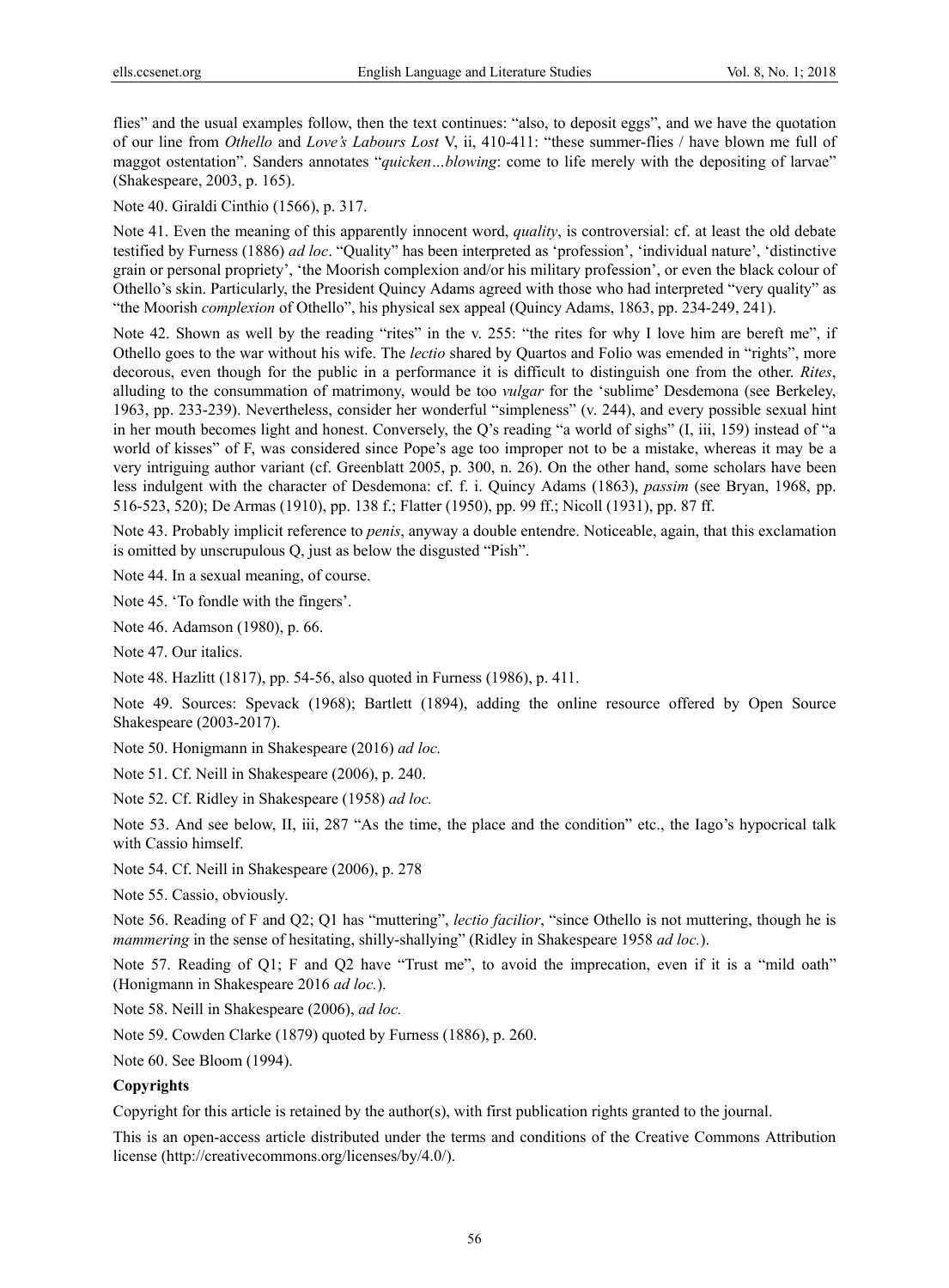flies" and the usual examples follow, then the text continues: "also, to deposit eggs", and we have the quotation of our line from *Othello* and *Love's Labours Lost* V, ii, 410-411: "these summer-flies / have blown me full of maggot ostentation". Sanders annotates "*quicken…blowing*: come to life merely with the depositing of larvae" (Shakespeare, 2003, p. 165).

Note 40. Giraldi Cinthio (1566), p. 317.

Note 41. Even the meaning of this apparently innocent word, *quality*, is controversial: cf. at least the old debate testified by Furness (1886) *ad loc*. "Quality" has been interpreted as 'profession', 'individual nature', 'distinctive grain or personal propriety', 'the Moorish complexion and/or his military profession', or even the black colour of Othello's skin. Particularly, the President Quincy Adams agreed with those who had interpreted "very quality" as "the Moorish *complexion* of Othello", his physical sex appeal (Quincy Adams, 1863, pp. 234-249, 241).

Note 42. Shown as well by the reading "rites" in the v. 255: "the rites for why I love him are bereft me", if Othello goes to the war without his wife. The *lectio* shared by Quartos and Folio was emended in "rights", more decorous, even though for the public in a performance it is difficult to distinguish one from the other. *Rites*, alluding to the consummation of matrimony, would be too *vulgar* for the 'sublime' Desdemona (see Berkeley, 1963, pp. 233-239). Nevertheless, consider her wonderful "simpleness" (v. 244), and every possible sexual hint in her mouth becomes light and honest. Conversely, the Q's reading "a world of sighs" (I, iii, 159) instead of "a world of kisses" of F, was considered since Pope's age too improper not to be a mistake, whereas it may be a very intriguing author variant (cf. Greenblatt 2005, p. 300, n. 26). On the other hand, some scholars have been less indulgent with the character of Desdemona: cf. f. i. Quincy Adams (1863), *passim* (see Bryan, 1968, pp. 516-523, 520); De Armas (1910), pp. 138 f.; Flatter (1950), pp. 99 ff.; Nicoll (1931), pp. 87 ff.

Note 43. Probably implicit reference to *penis*, anyway a double entendre. Noticeable, again, that this exclamation is omitted by unscrupulous Q, just as below the disgusted "Pish".

Note 44. In a sexual meaning, of course.

Note 45. 'To fondle with the fingers'.

Note 46. Adamson (1980), p. 66.

Note 47. Our italics.

Note 48. Hazlitt (1817), pp. 54-56, also quoted in Furness (1986), p. 411.

Note 49. Sources: Spevack (1968); Bartlett (1894), adding the online resource offered by Open Source Shakespeare (2003-2017).

Note 50. Honigmann in Shakespeare (2016) *ad loc.*

Note 51. Cf. Neill in Shakespeare (2006), p. 240.

Note 52. Cf. Ridley in Shakespeare (1958) *ad loc.*

Note 53. And see below, II, iii, 287 "As the time, the place and the condition" etc., the Iago's hypocrical talk with Cassio himself.

Note 54. Cf. Neill in Shakespeare (2006), p. 278

Note 55. Cassio, obviously.

Note 56. Reading of F and Q2; Q1 has "muttering", *lectio facilior*, "since Othello is not muttering, though he is *mammering* in the sense of hesitating, shilly-shallying" (Ridley in Shakespeare 1958 *ad loc.*).

Note 57. Reading of Q1; F and Q2 have "Trust me", to avoid the imprecation, even if it is a "mild oath" (Honigmann in Shakespeare 2016 *ad loc.*).

Note 58. Neill in Shakespeare (2006), *ad loc.*

Note 59. Cowden Clarke (1879) quoted by Furness (1886), p. 260.

Note 60. See Bloom (1994).

**Copyrights**

Copyright for this article is retained by the author(s), with first publication rights granted to the journal.

This is an open-access article distributed under the terms and conditions of the Creative Commons Attribution license (http://creativecommons.org/licenses/by/4.0/).